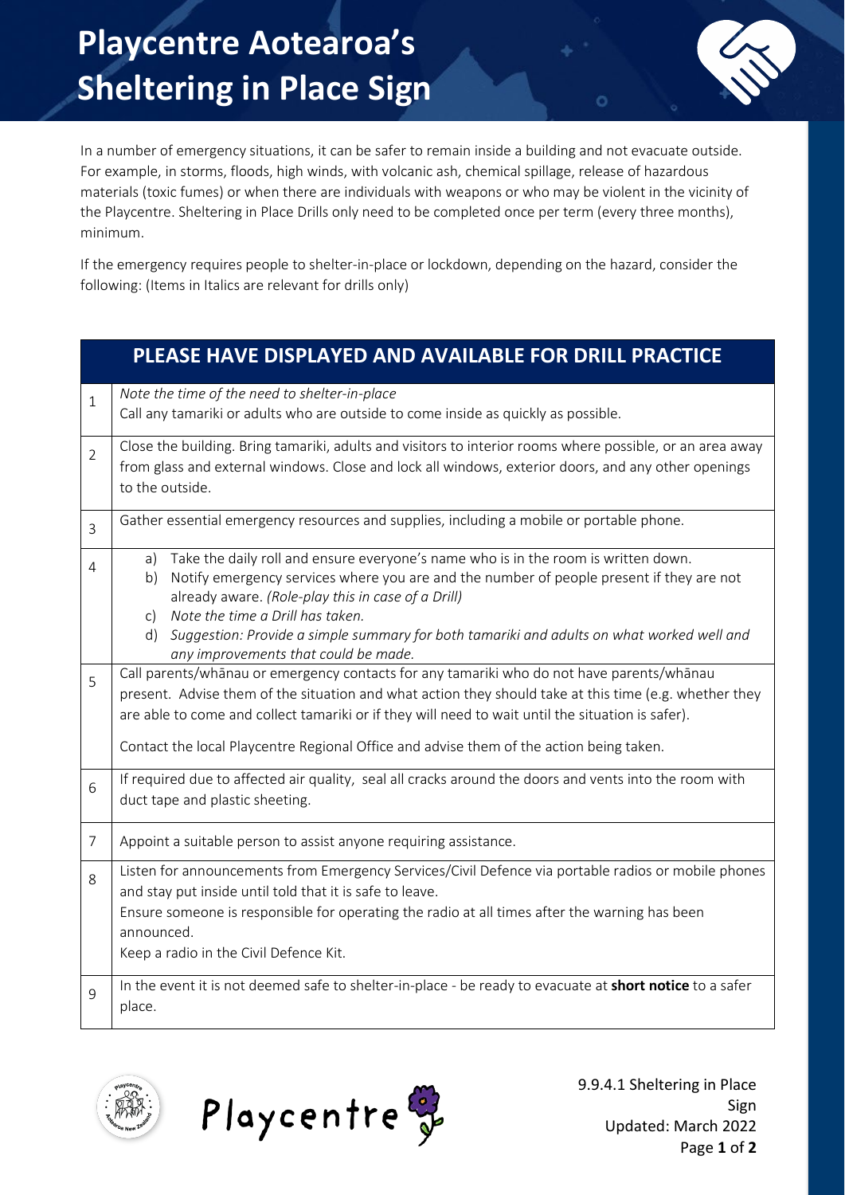# Playcentre Aotearoa's Sheltering in Place Sign

In a number of emergency situations, it can be safer to remain inside a building and not evacuate outside. For example, in storms, floods, high winds, with volcanic ash, chemical spillage, release of hazardous materials (toxic fumes) or when there are individuals with weapons or who may be violent in the vicinity of the Playcentre. Sheltering in Place Drills only need to be completed once per term (every three months), minimum.

If the emergency requires people to shelter-in-place or lockdown, depending on the hazard, consider the following: (Items in Italics are relevant for drills only)

| | **PLEASE HAVE DISPLAYED AND AVAILABLE FOR DRILL PRACTICE** |
|---|---|
| 1 | *Note the time of the need to shelter-in-place*<br>Call any tamariki or adults who are outside to come inside as quickly as possible. |
| 2 | Close the building. Bring tamariki, adults and visitors to interior rooms where possible, or an area away from glass and external windows. Close and lock all windows, exterior doors, and any other openings to the outside. |
| 3 | Gather essential emergency resources and supplies, including a mobile or portable phone. |
| 4 | a) Take the daily roll and ensure everyone's name who is in the room is written down.<br>b) Notify emergency services where you are and the number of people present if they are not already aware. *(Role-play this in case of a Drill)*<br>c) *Note the time a Drill has taken.*<br>d) *Suggestion: Provide a simple summary for both tamariki and adults on what worked well and any improvements that could be made.* |
| 5 | Call parents/whānau or emergency contacts for any tamariki who do not have parents/whānau present. Advise them of the situation and what action they should take at this time (e.g. whether they are able to come and collect tamariki or if they will need to wait until the situation is safer).<br><br>Contact the local Playcentre Regional Office and advise them of the action being taken. |
| 6 | If required due to affected air quality, seal all cracks around the doors and vents into the room with duct tape and plastic sheeting. |
| 7 | Appoint a suitable person to assist anyone requiring assistance. |
| 8 | Listen for announcements from Emergency Services/Civil Defence via portable radios or mobile phones and stay put inside until told that it is safe to leave.<br>Ensure someone is responsible for operating the radio at all times after the warning has been announced.<br>Keep a radio in the Civil Defence Kit. |
| 9 | In the event it is not deemed safe to shelter-in-place - be ready to evacuate at **short notice** to a safer place. |

9.9.4.1 Sheltering in Place Sign
Updated: March 2022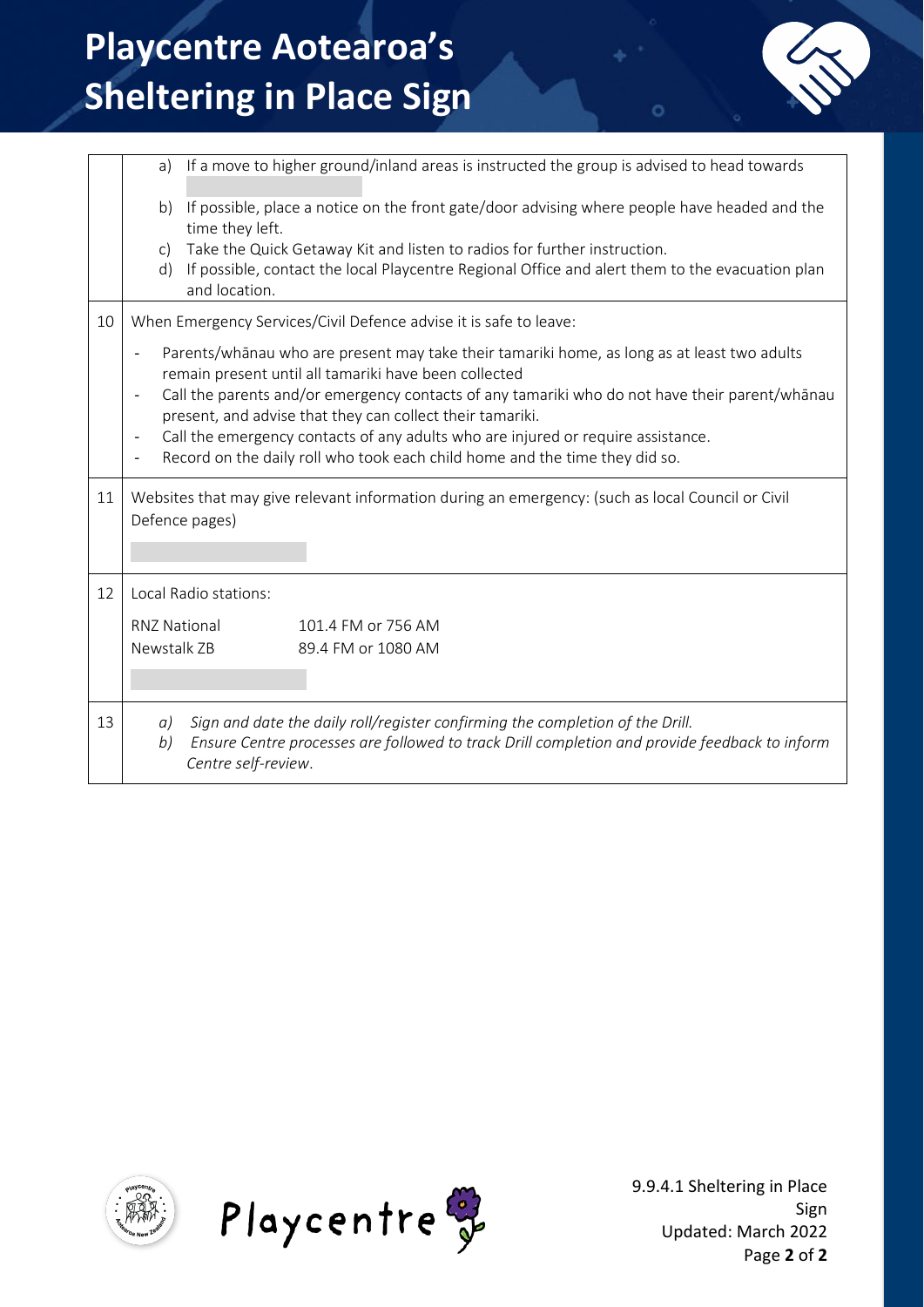# Playcentre Aotearoa's Sheltering in Place Sign

| | |
|---|---|
| | a) If a move to higher ground/inland areas is instructed the group is advised to head towards<br><br>b) If possible, place a notice on the front gate/door advising where people have headed and the time they left.<br>c) Take the Quick Getaway Kit and listen to radios for further instruction.<br>d) If possible, contact the local Playcentre Regional Office and alert them to the evacuation plan and location. |
| 10 | When Emergency Services/Civil Defence advise it is safe to leave:<br>- Parents/whānau who are present may take their tamariki home, as long as at least two adults remain present until all tamariki have been collected<br>- Call the parents and/or emergency contacts of any tamariki who do not have their parent/whānau present, and advise that they can collect their tamariki.<br>- Call the emergency contacts of any adults who are injured or require assistance.<br>- Record on the daily roll who took each child home and the time they did so. |
| 11 | Websites that may give relevant information during an emergency: (such as local Council or Civil Defence pages) |
| 12 | Local Radio stations:<br>RNZ National 101.4 FM or 756 AM<br>Newstalk ZB 89.4 FM or 1080 AM |
| 13 | *a) Sign and date the daily roll/register confirming the completion of the Drill.*<br>*b) Ensure Centre processes are followed to track Drill completion and provide feedback to inform Centre self-review.* |

9.9.4.1 Sheltering in Place Sign
Updated: March 2022